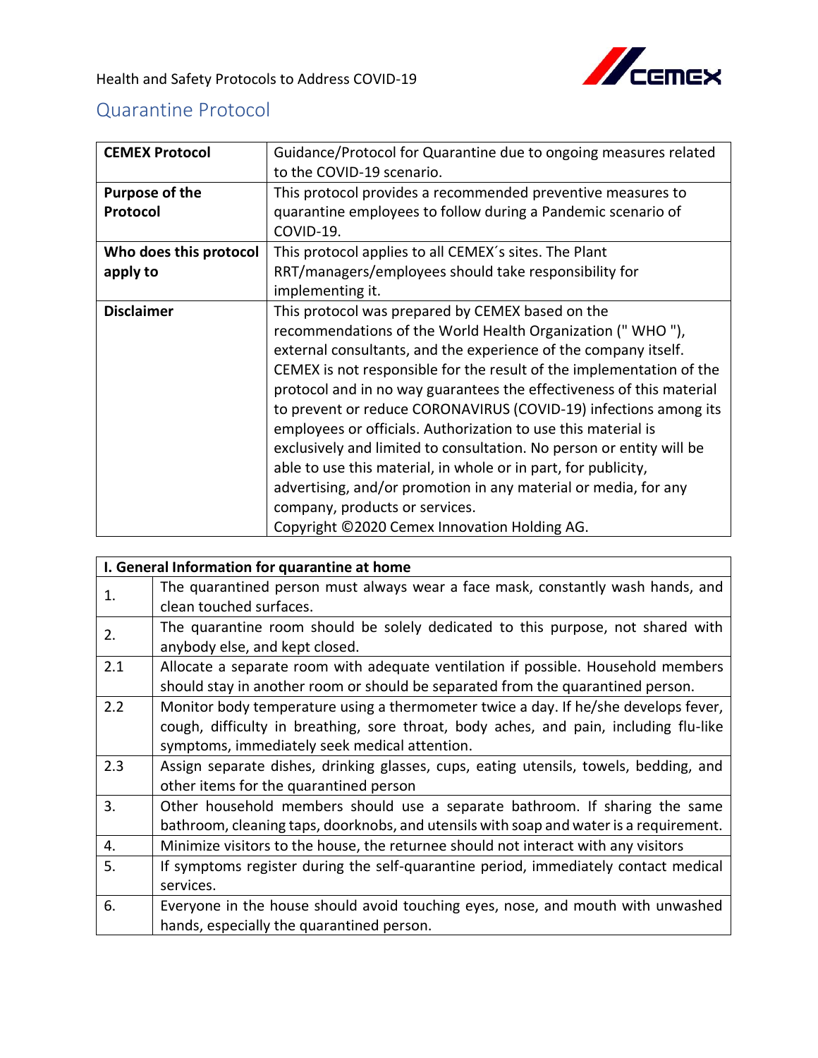Health and Safety Protocols to Address COVID-19

## Quarantine Protocol

| **CEMEX Protocol** | Guidance/Protocol for Quarantine due to ongoing measures related to the COVID-19 scenario. |
|---|---|
| **Purpose of the Protocol** | This protocol provides a recommended preventive measures to quarantine employees to follow during a Pandemic scenario of COVID-19. |
| **Who does this protocol apply to** | This protocol applies to all CEMEX´s sites. The Plant RRT/managers/employees should take responsibility for implementing it. |
| **Disclaimer** | This protocol was prepared by CEMEX based on the recommendations of the World Health Organization (" WHO "), external consultants, and the experience of the company itself. CEMEX is not responsible for the result of the implementation of the protocol and in no way guarantees the effectiveness of this material to prevent or reduce CORONAVIRUS (COVID-19) infections among its employees or officials. Authorization to use this material is exclusively and limited to consultation. No person or entity will be able to use this material, in whole or in part, for publicity, advertising, and/or promotion in any material or media, for any company, products or services.<br>Copyright ©2020 Cemex Innovation Holding AG. |

| **I. General Information for quarantine at home** | |
|---|---|
| 1. | The quarantined person must always wear a face mask, constantly wash hands, and clean touched surfaces. |
| 2. | The quarantine room should be solely dedicated to this purpose, not shared with anybody else, and kept closed. |
| 2.1 | Allocate a separate room with adequate ventilation if possible. Household members should stay in another room or should be separated from the quarantined person. |
| 2.2 | Monitor body temperature using a thermometer twice a day. If he/she develops fever, cough, difficulty in breathing, sore throat, body aches, and pain, including flu-like symptoms, immediately seek medical attention. |
| 2.3 | Assign separate dishes, drinking glasses, cups, eating utensils, towels, bedding, and other items for the quarantined person |
| 3. | Other household members should use a separate bathroom. If sharing the same bathroom, cleaning taps, doorknobs, and utensils with soap and water is a requirement. |
| 4. | Minimize visitors to the house, the returnee should not interact with any visitors |
| 5. | If symptoms register during the self-quarantine period, immediately contact medical services. |
| 6. | Everyone in the house should avoid touching eyes, nose, and mouth with unwashed hands, especially the quarantined person. |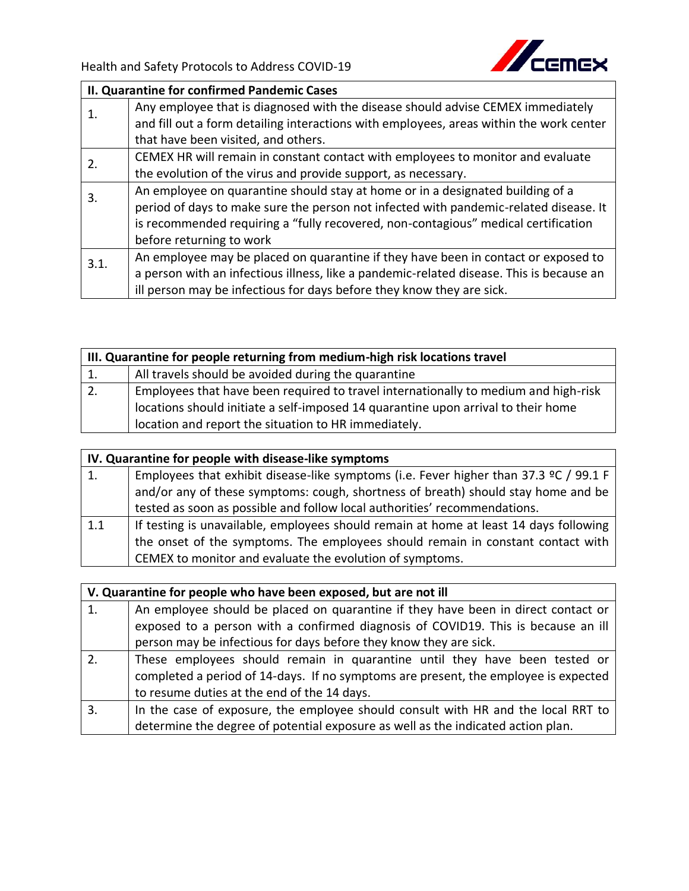| II. Quarantine for confirmed Pandemic Cases | |
|---|---|
| 1. | Any employee that is diagnosed with the disease should advise CEMEX immediately and fill out a form detailing interactions with employees, areas within the work center that have been visited, and others. |
| 2. | CEMEX HR will remain in constant contact with employees to monitor and evaluate the evolution of the virus and provide support, as necessary. |
| 3. | An employee on quarantine should stay at home or in a designated building of a period of days to make sure the person not infected with pandemic-related disease. It is recommended requiring a "fully recovered, non-contagious" medical certification before returning to work |
| 3.1. | An employee may be placed on quarantine if they have been in contact or exposed to a person with an infectious illness, like a pandemic-related disease. This is because an ill person may be infectious for days before they know they are sick. |

| III. Quarantine for people returning from medium-high risk locations travel | |
|---|---|
| 1. | All travels should be avoided during the quarantine |
| 2. | Employees that have been required to travel internationally to medium and high-risk locations should initiate a self-imposed 14 quarantine upon arrival to their home location and report the situation to HR immediately. |

| IV. Quarantine for people with disease-like symptoms | |
|---|---|
| 1. | Employees that exhibit disease-like symptoms (i.e. Fever higher than 37.3 ºC / 99.1 F and/or any of these symptoms: cough, shortness of breath) should stay home and be tested as soon as possible and follow local authorities' recommendations. |
| 1.1 | If testing is unavailable, employees should remain at home at least 14 days following the onset of the symptoms. The employees should remain in constant contact with CEMEX to monitor and evaluate the evolution of symptoms. |

| V. Quarantine for people who have been exposed, but are not ill | |
|---|---|
| 1. | An employee should be placed on quarantine if they have been in direct contact or exposed to a person with a confirmed diagnosis of COVID19. This is because an ill person may be infectious for days before they know they are sick. |
| 2. | These employees should remain in quarantine until they have been tested or completed a period of 14-days. If no symptoms are present, the employee is expected to resume duties at the end of the 14 days. |
| 3. | In the case of exposure, the employee should consult with HR and the local RRT to determine the degree of potential exposure as well as the indicated action plan. |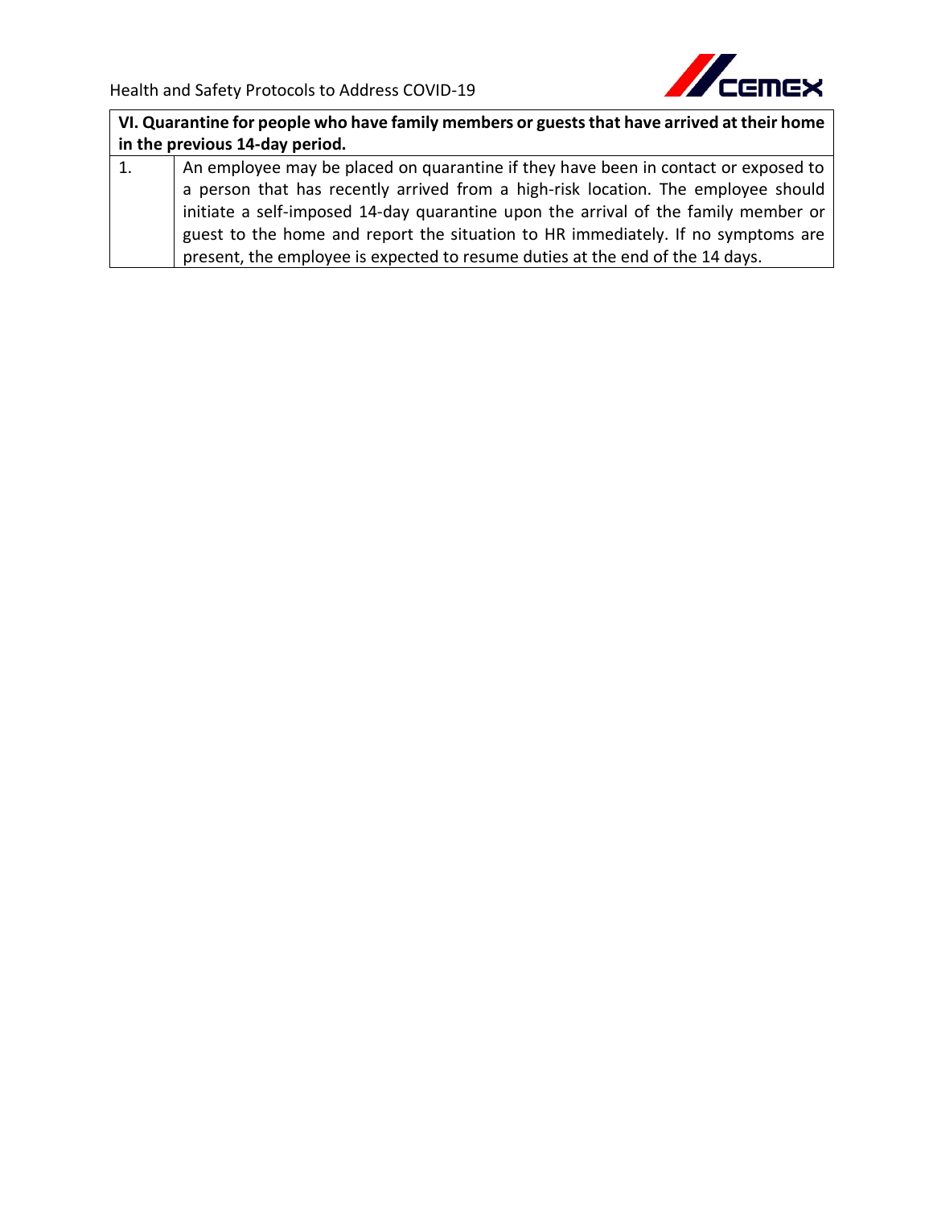| VI. Quarantine for people who have family members or guests that have arrived at their home in the previous 14-day period. | |
|---|---|
| 1. | An employee may be placed on quarantine if they have been in contact or exposed to a person that has recently arrived from a high-risk location. The employee should initiate a self-imposed 14-day quarantine upon the arrival of the family member or guest to the home and report the situation to HR immediately. If no symptoms are present, the employee is expected to resume duties at the end of the 14 days. |